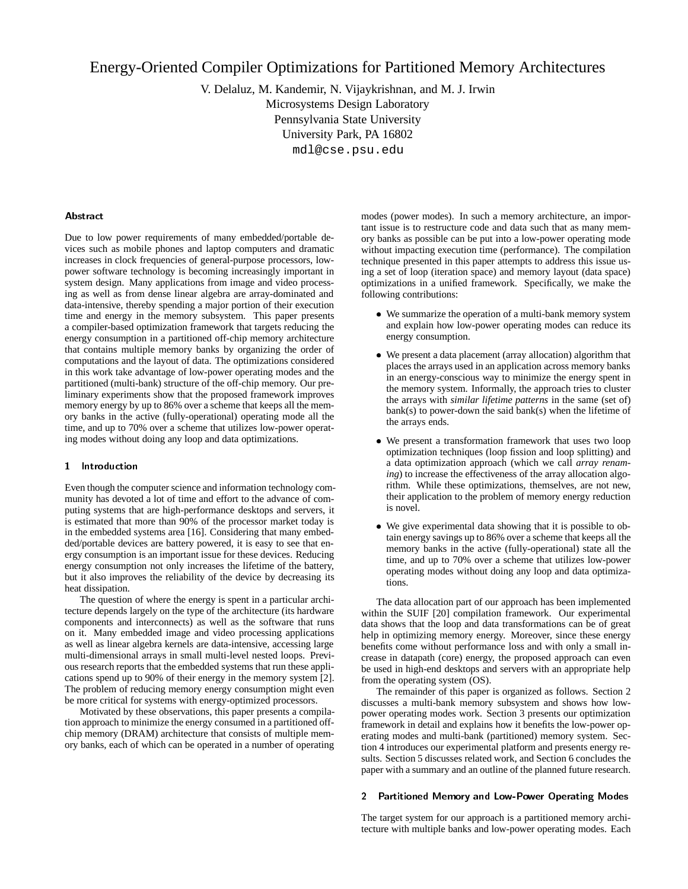# Energy-Oriented Compiler Optimizations for Partitioned Memory Architectures

V. Delaluz, M. Kandemir, N. Vijaykrishnan, and M. J. Irwin
Microsystems Design Laboratory
Pennsylvania State University
University Park, PA 16802
mdl@cse.psu.edu

### Abstract

Due to low power requirements of many embedded/portable devices such as mobile phones and laptop computers and dramatic increases in clock frequencies of general-purpose processors, low-power software technology is becoming increasingly important in system design. Many applications from image and video processing as well as from dense linear algebra are array-dominated and data-intensive, thereby spending a major portion of their execution time and energy in the memory subsystem. This paper presents a compiler-based optimization framework that targets reducing the energy consumption in a partitioned off-chip memory architecture that contains multiple memory banks by organizing the order of computations and the layout of data. The optimizations considered in this work take advantage of low-power operating modes and the partitioned (multi-bank) structure of the off-chip memory. Our preliminary experiments show that the proposed framework improves memory energy by up to 86% over a scheme that keeps all the memory banks in the active (fully-operational) operating mode all the time, and up to 70% over a scheme that utilizes low-power operating modes without doing any loop and data optimizations.

## 1 Introduction

Even though the computer science and information technology community has devoted a lot of time and effort to the advance of computing systems that are high-performance desktops and servers, it is estimated that more than 90% of the processor market today is in the embedded systems area [16]. Considering that many embedded/portable devices are battery powered, it is easy to see that energy consumption is an important issue for these devices. Reducing energy consumption not only increases the lifetime of the battery, but it also improves the reliability of the device by decreasing its heat dissipation.

The question of where the energy is spent in a particular architecture depends largely on the type of the architecture (its hardware components and interconnects) as well as the software that runs on it. Many embedded image and video processing applications as well as linear algebra kernels are data-intensive, accessing large multi-dimensional arrays in small multi-level nested loops. Previous research reports that the embedded systems that run these applications spend up to 90% of their energy in the memory system [2]. The problem of reducing memory energy consumption might even be more critical for systems with energy-optimized processors.

Motivated by these observations, this paper presents a compilation approach to minimize the energy consumed in a partitioned off-chip memory (DRAM) architecture that consists of multiple memory banks, each of which can be operated in a number of operating modes (power modes). In such a memory architecture, an important issue is to restructure code and data such that as many memory banks as possible can be put into a low-power operating mode without impacting execution time (performance). The compilation technique presented in this paper attempts to address this issue using a set of loop (iteration space) and memory layout (data space) optimizations in a unified framework. Specifically, we make the following contributions:

- We summarize the operation of a multi-bank memory system and explain how low-power operating modes can reduce its energy consumption.
- We present a data placement (array allocation) algorithm that places the arrays used in an application across memory banks in an energy-conscious way to minimize the energy spent in the memory system. Informally, the approach tries to cluster the arrays with *similar lifetime patterns* in the same (set of) bank(s) to power-down the said bank(s) when the lifetime of the arrays ends.
- We present a transformation framework that uses two loop optimization techniques (loop fission and loop splitting) and a data optimization approach (which we call *array renaming*) to increase the effectiveness of the array allocation algorithm. While these optimizations, themselves, are not new, their application to the problem of memory energy reduction is novel.
- We give experimental data showing that it is possible to obtain energy savings up to 86% over a scheme that keeps all the memory banks in the active (fully-operational) state all the time, and up to 70% over a scheme that utilizes low-power operating modes without doing any loop and data optimizations.

The data allocation part of our approach has been implemented within the SUIF [20] compilation framework. Our experimental data shows that the loop and data transformations can be of great help in optimizing memory energy. Moreover, since these energy benefits come without performance loss and with only a small increase in datapath (core) energy, the proposed approach can even be used in high-end desktops and servers with an appropriate help from the operating system (OS).

The remainder of this paper is organized as follows. Section 2 discusses a multi-bank memory subsystem and shows how low-power operating modes work. Section 3 presents our optimization framework in detail and explains how it benefits the low-power operating modes and multi-bank (partitioned) memory system. Section 4 introduces our experimental platform and presents energy results. Section 5 discusses related work, and Section 6 concludes the paper with a summary and an outline of the planned future research.

## 2 Partitioned Memory and Low-Power Operating Modes

The target system for our approach is a partitioned memory architecture with multiple banks and low-power operating modes. Each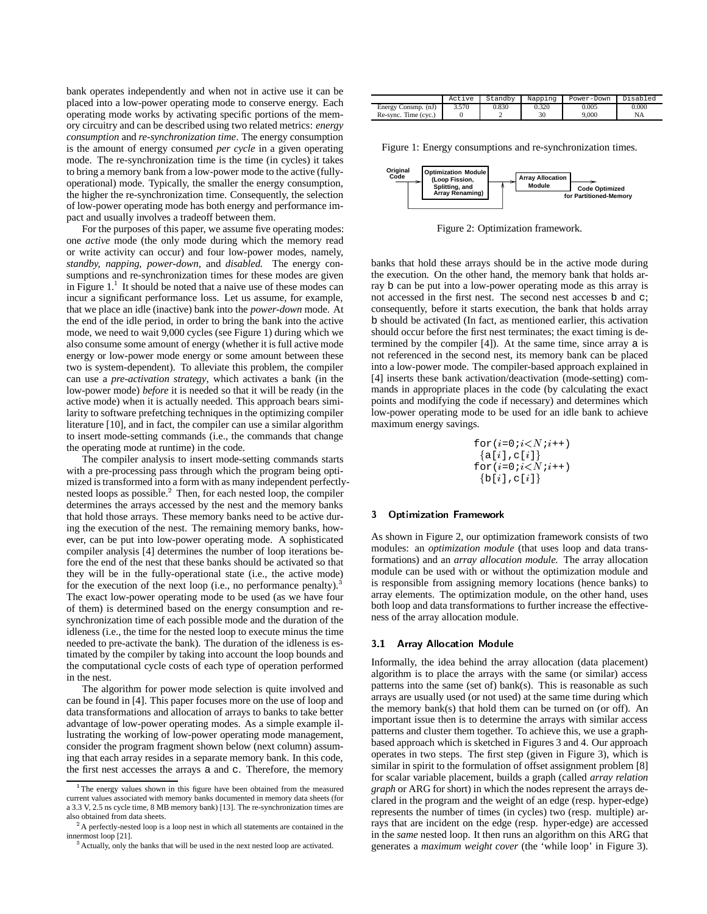bank operates independently and when not in active use it can be placed into a low-power operating mode to conserve energy. Each operating mode works by activating specific portions of the memory circuitry and can be described using two related metrics: *energy consumption* and *re-synchronization time*. The energy consumption is the amount of energy consumed *per cycle* in a given operating mode. The re-synchronization time is the time (in cycles) it takes to bring a memory bank from a low-power mode to the active (fully-operational) mode. Typically, the smaller the energy consumption, the higher the re-synchronization time. Consequently, the selection of low-power operating mode has both energy and performance impact and usually involves a tradeoff between them.

For the purposes of this paper, we assume five operating modes: one *active* mode (the only mode during which the memory read or write activity can occur) and four low-power modes, namely, *standby, napping, power-down,* and *disabled.* The energy consumptions and re-synchronization times for these modes are given in Figure 1.[1] It should be noted that a naive use of these modes can incur a significant performance loss. Let us assume, for example, that we place an idle (inactive) bank into the *power-down* mode. At the end of the idle period, in order to bring the bank into the active mode, we need to wait 9,000 cycles (see Figure 1) during which we also consume some amount of energy (whether it is full active mode energy or low-power mode energy or some amount between these two is system-dependent). To alleviate this problem, the compiler can use a *pre-activation strategy,* which activates a bank (in the low-power mode) *before* it is needed so that it will be ready (in the active mode) when it is actually needed. This approach bears similarity to software prefetching techniques in the optimizing compiler literature [10], and in fact, the compiler can use a similar algorithm to insert mode-setting commands (i.e., the commands that change the operating mode at runtime) in the code.

The compiler analysis to insert mode-setting commands starts with a pre-processing pass through which the program being optimized is transformed into a form with as many independent perfectly-nested loops as possible.[2] Then, for each nested loop, the compiler determines the arrays accessed by the nest and the memory banks that hold those arrays. These memory banks need to be active during the execution of the nest. The remaining memory banks, however, can be put into low-power operating mode. A sophisticated compiler analysis [4] determines the number of loop iterations before the end of the nest that these banks should be activated so that they will be in the fully-operational state (i.e., the active mode) for the execution of the next loop (i.e., no performance penalty).[3] The exact low-power operating mode to be used (as we have four of them) is determined based on the energy consumption and re-synchronization time of each possible mode and the duration of the idleness (i.e., the time for the nested loop to execute minus the time needed to pre-activate the bank). The duration of the idleness is estimated by the compiler by taking into account the loop bounds and the computational cycle costs of each type of operation performed in the nest.

The algorithm for power mode selection is quite involved and can be found in [4]. This paper focuses more on the use of loop and data transformations and allocation of arrays to banks to take better advantage of low-power operating modes. As a simple example illustrating the working of low-power operating mode management, consider the program fragment shown below (next column) assuming that each array resides in a separate memory bank. In this code, the first nest accesses the arrays a and c. Therefore, the memory banks that hold these arrays should be in the active mode during the execution. On the other hand, the memory bank that holds array b can be put into a low-power operating mode as this array is not accessed in the first nest. The second nest accesses b and c; consequently, before it starts execution, the bank that holds array b should be activated (In fact, as mentioned earlier, this activation should occur before the first nest terminates; the exact timing is determined by the compiler [4]). At the same time, since array a is not referenced in the second nest, its memory bank can be placed into a low-power mode. The compiler-based approach explained in [4] inserts these bank activation/deactivation (mode-setting) commands in appropriate places in the code (by calculating the exact points and modifying the code if necessary) and determines which low-power operating mode to be used for an idle bank to achieve maximum energy savings.

```
for(i=0;i<N;i++)
 {a[i],c[i]}
for(i=0;i<N;i++)
 {b[i],c[i]}
```

|  | Active | Standby | Napping | Power-Down | Disabled |
|---|---|---|---|---|---|
| Energy Consmp. (nJ) | 3.570 | 0.830 | 0.320 | 0.005 | 0.000 |
| Re-sync. Time (cyc.) | 0 | 2 | 30 | 9,000 | NA |

Figure 1: Energy consumptions and re-synchronization times.

Original Code → Optimization Module (Loop Fission, Splitting, and Array Renaming) → Array Allocation Module → Code Optimized for Partitioned-Memory

Figure 2: Optimization framework.

## 3 Optimization Framework

As shown in Figure 2, our optimization framework consists of two modules: an *optimization module* (that uses loop and data transformations) and an *array allocation module.* The array allocation module can be used with or without the optimization module and is responsible from assigning memory locations (hence banks) to array elements. The optimization module, on the other hand, uses both loop and data transformations to further increase the effectiveness of the array allocation module.

### 3.1 Array Allocation Module

Informally, the idea behind the array allocation (data placement) algorithm is to place the arrays with the same (or similar) access patterns into the same (set of) bank(s). This is reasonable as such arrays are usually used (or not used) at the same time during which the memory bank(s) that hold them can be turned on (or off). An important issue then is to determine the arrays with similar access patterns and cluster them together. To achieve this, we use a graph-based approach which is sketched in Figures 3 and 4. Our approach operates in two steps. The first step (given in Figure 3), which is similar in spirit to the formulation of offset assignment problem [8] for scalar variable placement, builds a graph (called *array relation graph* or ARG for short) in which the nodes represent the arrays declared in the program and the weight of an edge (resp. hyper-edge) represents the number of times (in cycles) two (resp. multiple) arrays that are incident on the edge (resp. hyper-edge) are accessed in the *same* nested loop. It then runs an algorithm on this ARG that generates a *maximum weight cover* (the 'while loop' in Figure 3).

[1] The energy values shown in this figure have been obtained from the measured current values associated with memory banks documented in memory data sheets (for a 3.3 V, 2.5 ns cycle time, 8 MB memory bank) [13]. The re-synchronization times are also obtained from data sheets.

[2] A perfectly-nested loop is a loop nest in which all statements are contained in the innermost loop [21].

[3] Actually, only the banks that will be used in the next nested loop are activated.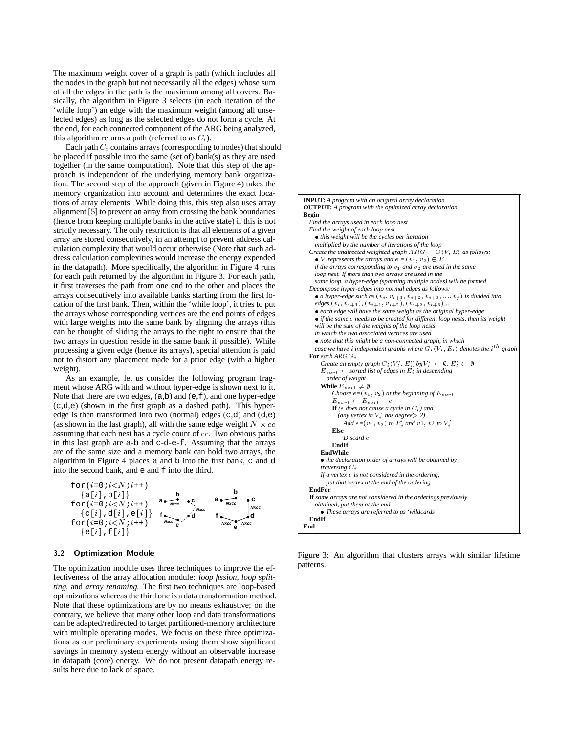The maximum weight cover of a graph is path (which includes all the nodes in the graph but not necessarily all the edges) whose sum of all the edges in the path is the maximum among all covers. Basically, the algorithm in Figure 3 selects (in each iteration of the 'while loop') an edge with the maximum weight (among all unselected edges) as long as the selected edges do not form a cycle. At the end, for each connected component of the ARG being analyzed, this algorithm returns a path (referred to as $C_i$).

Each path $C_i$ contains arrays (corresponding to nodes) that should be placed if possible into the same (set of) bank(s) as they are used together (in the same computation). Note that this step of the approach is independent of the underlying memory bank organization. The second step of the approach (given in Figure 4) takes the memory organization into account and determines the exact locations of array elements. While doing this, this step also uses array alignment [5] to prevent an array from crossing the bank boundaries (hence from keeping multiple banks in the active state) if this is not strictly necessary. The only restriction is that all elements of a given array are stored consecutively, in an attempt to prevent address calculation complexity that would occur otherwise (Note that such address calculation complexities would increase the energy expended in the datapath). More specifically, the algorithm in Figure 4 runs for each path returned by the algorithm in Figure 3. For each path, it first traverses the path from one end to the other and places the arrays consecutively into available banks starting from the first location of the first bank. Then, within the 'while loop', it tries to put the arrays whose corresponding vertices are the end points of edges with large weights into the same bank by aligning the arrays (this can be thought of sliding the arrays to the right to ensure that the two arrays in question reside in the same bank if possible). While processing a given edge (hence its arrays), special attention is paid not to distort any placement made for a prior edge (with a higher weight).

As an example, let us consider the following program fragment whose ARG with and without hyper-edge is shown next to it. Note that there are two edges, (a,b) and (e,f), and one hyper-edge (c,d,e) (shown in the first graph as a dashed path). This hyper-edge is then transformed into two (normal) edges (c,d) and (d,e) (as shown in the last graph), all with the same edge weight $N \times cc$ assuming that each nest has a cycle count of $cc$. Two obvious paths in this last graph are a-b and c-d-e-f. Assuming that the arrays are of the same size and a memory bank can hold two arrays, the algorithm in Figure 4 places a and b into the first bank, c and d into the second bank, and e and f into the third.

```
for(i=0;i<N;i++)
  {a[i],b[i]}
for(i=0;i<N;i++)
  {c[i],d[i],e[i]}
for(i=0;i<N;i++)
  {e[i],f[i]}
```

a b c d e f Nxcc Nxcc Nxcc Nxcc
a b c d e f Nxcc Nxcc Nxcc Nxcc

**INPUT:** *A program with an original array declaration*
**OUTPUT:** *A program with the optimized array declaration*
**Begin**
*Find the arrays used in each loop nest*
*Find the weight of each loop nest*
• *this weight will be the cycles per iteration multiplied by the number of iterations of the loop*
*Create the undirected weighted graph $ARG = G\langle V, E\rangle$ as follows:*
• *$V$ represents the arrays and $e = (v_1, v_2) \in E$ if the arrays corresponding to $v_1$ and $v_2$ are used in the same loop nest. If more than two arrays are used in the same loop, a hyper-edge (spanning multiple nodes) will be formed*
*Decompose hyper-edges into normal edges as follows:*
• *a hyper-edge such as $(v_i, v_{i+1}, v_{i+2}, v_{i+3}, ..., v_j)$ is divided into edges $(v_i, v_{i+1}), (v_{i+1}, v_{i+2}), (v_{i+2}, v_{i+3})$,...*
• *each edge will have the same weight as the original hyper-edge*
• *if the same $e$ needs to be created for different loop nests, then its weight will be the sum of the weights of the loop nests in which the two associated vertices are used*
• *note that this might be a non-connected graph, in which case we have $i$ independent graphs where $G_i\langle V_i, E_i\rangle$ denotes the $i^{th}$ graph*
**For** *each ARG $G_i$*
*Create an empty graph $C_i\langle V_i', E_i'\rangle$ by $V_i' \leftarrow \emptyset$, $E_i' \leftarrow \emptyset$*
*$E_{sort} \leftarrow$ sorted list of edges in $E_i$ in descending order of weight*
**While** $E_{sort} \neq \emptyset$
*Choose $e$=($v_1$, $v_2$) at the beginning of $E_{sort}$*
*$E_{sort} \leftarrow E_{sort} - e$*
**If** *($e$ does not cause a cycle in $C_i$) and (any vertex in $V_i'$ has degree$>$ 2)*
*Add $e$=($v_1$, $v_2$) to $E_i'$ and $v1$, $v2$ to $V_i'$*
**Else**
*Discard $e$*
**EndIf**
**EndWhile**
• *the declaration order of arrays will be obtained by traversing $C_i$*
*If a vertex $v$ is not considered in the ordering, put that vertex at the end of the ordering*
**EndFor**
**If** *some arrays are not considered in the orderings previously obtained, put them at the end*
• *These arrays are referred to as 'wildcards'*
**EndIf**
**End**

Figure 3: An algorithm that clusters arrays with similar lifetime patterns.

### 3.2 Optimization Module

The optimization module uses three techniques to improve the effectiveness of the array allocation module: *loop fission, loop splitting,* and *array renaming.* The first two techniques are loop-based optimizations whereas the third one is a data transformation method. Note that these optimizations are by no means exhaustive; on the contrary, we believe that many other loop and data transformations can be adapted/redirected to target partitioned-memory architecture with multiple operating modes. We focus on these three optimizations as our preliminary experiments using them show significant savings in memory system energy without an observable increase in datapath (core) energy. We do not present datapath energy results here due to lack of space.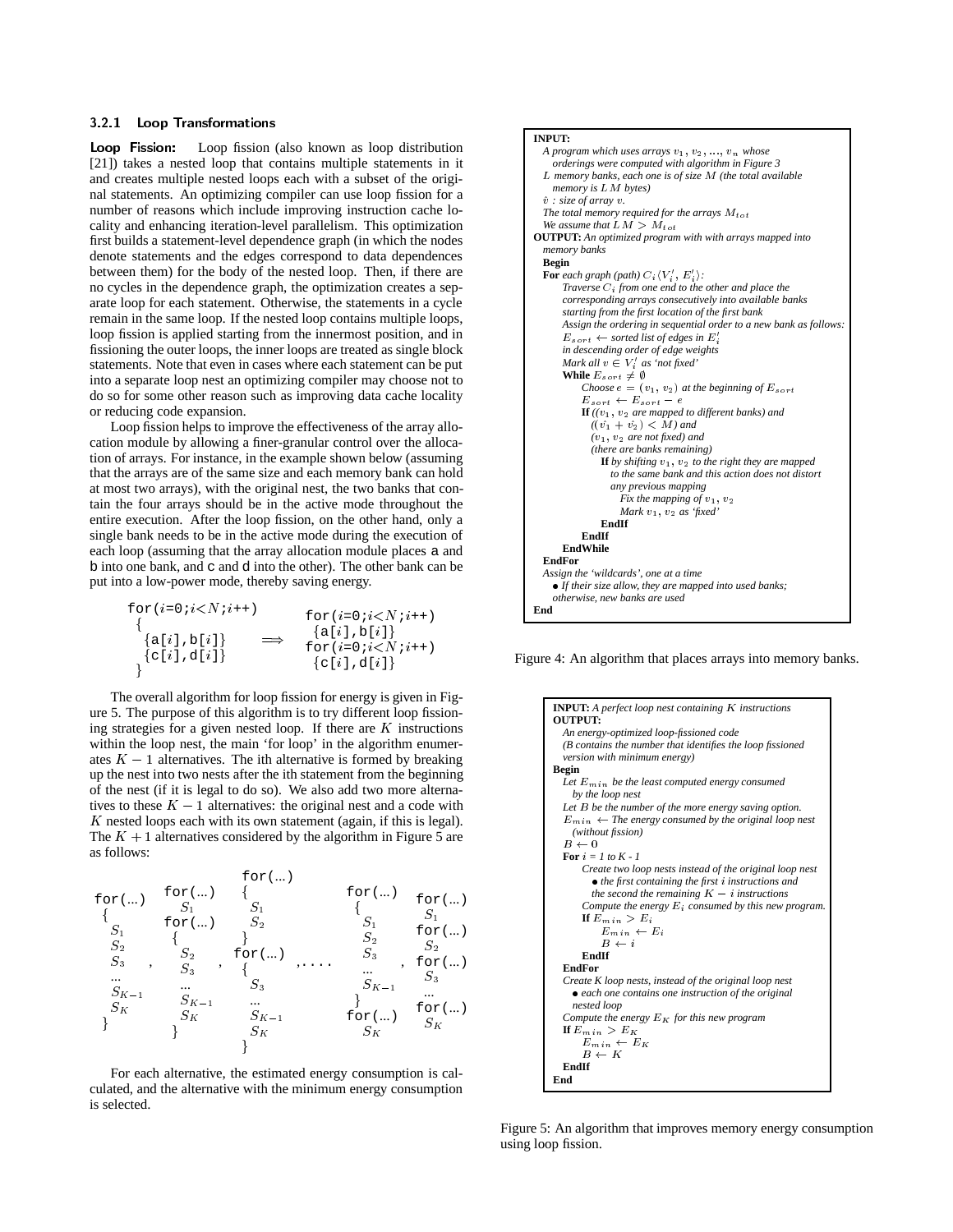### 3.2.1 Loop Transformations

**Loop Fission:** Loop fission (also known as loop distribution [21]) takes a nested loop that contains multiple statements in it and creates multiple nested loops each with a subset of the original statements. An optimizing compiler can use loop fission for a number of reasons which include improving instruction cache locality and enhancing iteration-level parallelism. This optimization first builds a statement-level dependence graph (in which the nodes denote statements and the edges correspond to data dependences between them) for the body of the nested loop. Then, if there are no cycles in the dependence graph, the optimization creates a separate loop for each statement. Otherwise, the statements in a cycle remain in the same loop. If the nested loop contains multiple loops, loop fission is applied starting from the innermost position, and in fissioning the outer loops, the inner loops are treated as single block statements. Note that even in cases where each statement can be put into a separate loop nest an optimizing compiler may choose not to do so for some other reason such as improving data cache locality or reducing code expansion.

Loop fission helps to improve the effectiveness of the array allocation module by allowing a finer-granular control over the allocation of arrays. For instance, in the example shown below (assuming that the arrays are of the same size and each memory bank can hold at most two arrays), with the original nest, the two banks that contain the four arrays should be in the active mode throughout the entire execution. After the loop fission, on the other hand, only a single bank needs to be in the active mode during the execution of each loop (assuming that the array allocation module places a and b into one bank, and c and d into the other). The other bank can be put into a low-power mode, thereby saving energy.

```
for(i=0;i<N;i++)                 for(i=0;i<N;i++)
{                                  {a[i],b[i]}
  {a[i],b[i]}          ==>       for(i=0;i<N;i++)
  {c[i],d[i]}                      {c[i],d[i]}
}
```

The overall algorithm for loop fission for energy is given in Figure 5. The purpose of this algorithm is to try different loop fissioning strategies for a given nested loop. If there are $K$ instructions within the loop nest, the main 'for loop' in the algorithm enumerates $K-1$ alternatives. The ith alternative is formed by breaking up the nest into two nests after the ith statement from the beginning of the nest (if it is legal to do so). We also add two more alternatives to these $K-1$ alternatives: the original nest and a code with $K$ nested loops each with its own statement (again, if this is legal). The $K+1$ alternatives considered by the algorithm in Figure 5 are as follows:

```
for(...)     for(...)     for(...)                 for(...)     for(...)
{              S1         {                        {              S1
  S1         for(...)       S1                       S1         for(...)
  S2         {              S2                       S2           S2
  S3     ,     S2     ,   }                ,....     S3     ,   for(...)
  ...          S3         for(...)                   ...          S3
  SK-1         ...        {                          SK-1         ...
  SK           SK-1         S3                     }            for(...)
}              SK           ...                    for(...)       SK
             }              SK-1                     SK
                            SK
                          }
```

For each alternative, the estimated energy consumption is calculated, and the alternative with the minimum energy consumption is selected.

---

**INPUT:**
*A program which uses arrays $v_1, v_2, ..., v_n$ whose orderings were computed with algorithm in Figure 3*
*$L$ memory banks, each one is of size $M$ (the total available memory is $LM$ bytes)*
*$\dot{v}$ : size of array $v$.*
*The total memory required for the arrays $M_{tot}$*
*We assume that $LM > M_{tot}$*
**OUTPUT:** *An optimized program with with arrays mapped into memory banks*
**Begin**
**For** *each graph (path) $C_i \langle V_i', E_i' \rangle$:*
  *Traverse $C_i$ from one end to the other and place the corresponding arrays consecutively into available banks starting from the first location of the first bank*
  *Assign the ordering in sequential order to a new bank as follows:*
  *$E_{sort} \leftarrow$ sorted list of edges in $E_i'$ in descending order of edge weights*
  *Mark all $v \in V_i'$ as 'not fixed'*
  **While** $E_{sort} \neq \emptyset$
    *Choose $e = (v_1, v_2)$ at the beginning of $E_{sort}$*
    *$E_{sort} \leftarrow E_{sort} - e$*
    **If** *($v_1$, $v_2$ are mapped to different banks) and*
      *$((\dot{v_1} + \dot{v_2}) < M)$ and*
      *($v_1$, $v_2$ are not fixed) and*
      *(there are banks remaining)*
      **If** *by shifting $v_1$, $v_2$ to the right they are mapped to the same bank and this action does not distort any previous mapping*
        *Fix the mapping of $v_1$, $v_2$*
        *Mark $v_1$, $v_2$ as 'fixed'*
      **EndIf**
    **EndIf**
  **EndWhile**
**EndFor**
*Assign the 'wildcards', one at a time*
- *If their size allow, they are mapped into used banks; otherwise, new banks are used*

**End**

Figure 4: An algorithm that places arrays into memory banks.

---

**INPUT:** *A perfect loop nest containing $K$ instructions*
**OUTPUT:**
*An energy-optimized loop-fissioned code*
*(B contains the number that identifies the loop fissioned version with minimum energy)*
**Begin**
*Let $E_{min}$ be the least computed energy consumed by the loop nest*
*Let $B$ be the number of the more energy saving option.*
*$E_{min} \leftarrow$ The energy consumed by the original loop nest (without fission)*
$B \leftarrow 0$
**For** *i = 1 to K - 1*
  *Create two loop nests instead of the original loop nest*
  - *the first containing the first i instructions and the second the remaining $K - i$ instructions*

  *Compute the energy $E_i$ consumed by this new program.*
  **If** $E_{min} > E_i$
    $E_{min} \leftarrow E_i$
    $B \leftarrow i$
  **EndIf**
**EndFor**
*Create K loop nests, instead of the original loop nest*
- *each one contains one instruction of the original nested loop*

*Compute the energy $E_K$ for this new program*
**If** $E_{min} > E_K$
  $E_{min} \leftarrow E_K$
  $B \leftarrow K$
**EndIf**
**End**

Figure 5: An algorithm that improves memory energy consumption using loop fission.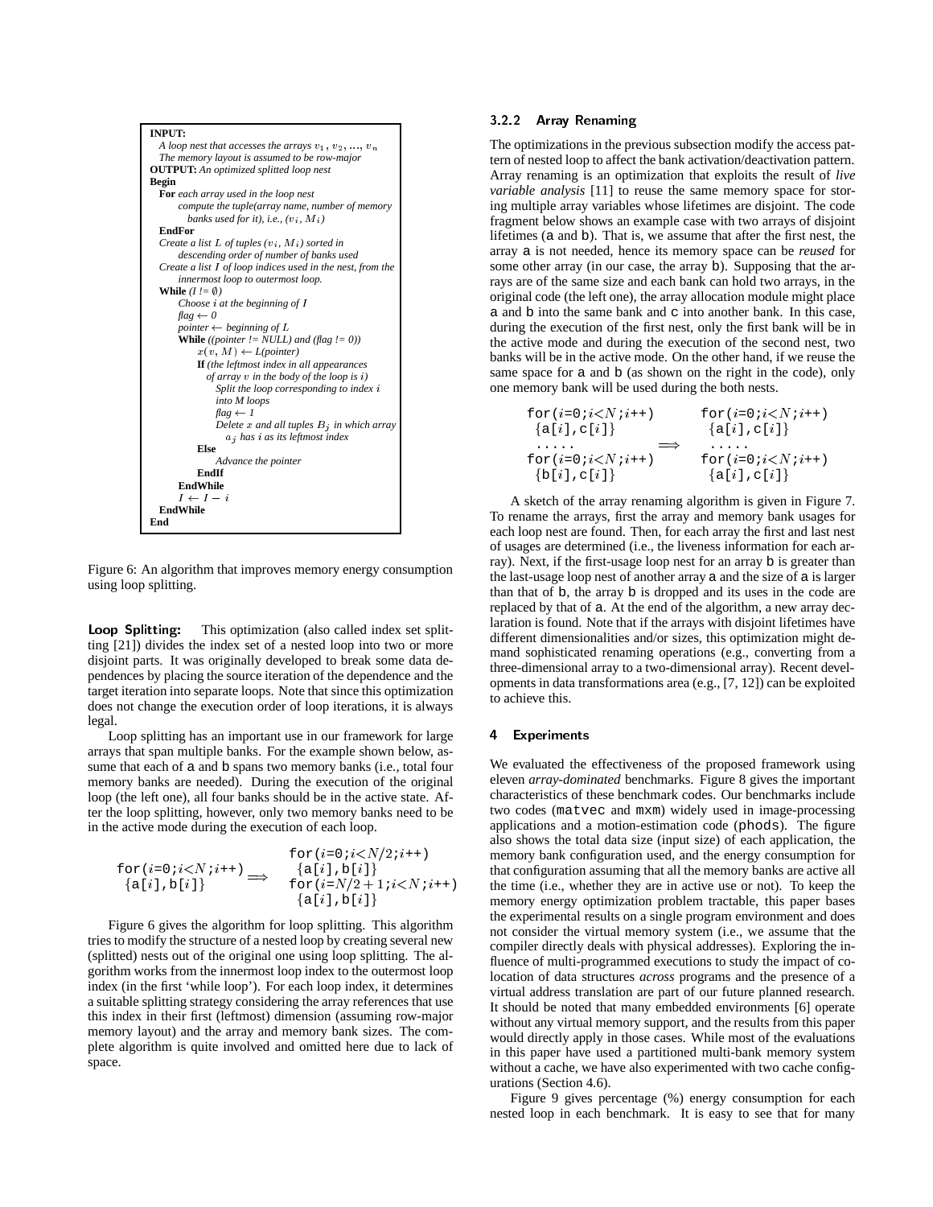```
INPUT:
  A loop nest that accesses the arrays v_1, v_2, ..., v_n
  The memory layout is assumed to be row-major
OUTPUT: An optimized splitted loop nest
Begin
  For each array used in the loop nest
      compute the tuple(array name, number of memory
        banks used for it), i.e., (v_i, M_i)
  EndFor
  Create a list L of tuples (v_i, M_i) sorted in
      descending order of number of banks used
  Create a list I of loop indices used in the nest, from the
      innermost loop to outermost loop.
  While (I != ∅)
      Choose i at the beginning of I
      flag ← 0
      pointer ← beginning of L
      While ((pointer != NULL) and (flag != 0))
          x(v, M) ← L(pointer)
          If (the leftmost index in all appearances
            of array v in the body of the loop is i)
              Split the loop corresponding to index i
              into M loops
              flag ← 1
              Delete x and all tuples B_j in which array
                a_j has i as its leftmost index
          Else
              Advance the pointer
          EndIf
      EndWhile
      I ← I − i
  EndWhile
End
```

Figure 6: An algorithm that improves memory energy consumption using loop splitting.

**Loop Splitting:** This optimization (also called index set splitting [21]) divides the index set of a nested loop into two or more disjoint parts. It was originally developed to break some data dependences by placing the source iteration of the dependence and the target iteration into separate loops. Note that since this optimization does not change the execution order of loop iterations, it is always legal.

Loop splitting has an important use in our framework for large arrays that span multiple banks. For the example shown below, assume that each of a and b spans two memory banks (i.e., total four memory banks are needed). During the execution of the original loop (the left one), all four banks should be in the active state. After the loop splitting, however, only two memory banks need to be in the active mode during the execution of each loop.

```
                          for(i=0;i<N/2;i++)
for(i=0;i<N;i++)            {a[i],b[i]}
  {a[i],b[i]}       ==>   for(i=N/2+1;i<N;i++)
                            {a[i],b[i]}
```

Figure 6 gives the algorithm for loop splitting. This algorithm tries to modify the structure of a nested loop by creating several new (splitted) nests out of the original one using loop splitting. The algorithm works from the innermost loop index to the outermost loop index (in the first 'while loop'). For each loop index, it determines a suitable splitting strategy considering the array references that use this index in their first (leftmost) dimension (assuming row-major memory layout) and the array and memory bank sizes. The complete algorithm is quite involved and omitted here due to lack of space.

### 3.2.2 Array Renaming

The optimizations in the previous subsection modify the access pattern of nested loop to affect the bank activation/deactivation pattern. Array renaming is an optimization that exploits the result of *live variable analysis* [11] to reuse the same memory space for storing multiple array variables whose lifetimes are disjoint. The code fragment below shows an example case with two arrays of disjoint lifetimes (a and b). That is, we assume that after the first nest, the array a is not needed, hence its memory space can be *reused* for some other array (in our case, the array b). Supposing that the arrays are of the same size and each bank can hold two arrays, in the original code (the left one), the array allocation module might place a and b into the same bank and c into another bank. In this case, during the execution of the first nest, only the first bank will be in the active mode and during the execution of the second nest, two banks will be in the active mode. On the other hand, if we reuse the same space for a and b (as shown on the right in the code), only one memory bank will be used during the both nests.

```
for(i=0;i<N;i++)          for(i=0;i<N;i++)
  {a[i],c[i]}               {a[i],c[i]}
  .....            ==>      .....
for(i=0;i<N;i++)          for(i=0;i<N;i++)
  {b[i],c[i]}               {a[i],c[i]}
```

A sketch of the array renaming algorithm is given in Figure 7. To rename the arrays, first the array and memory bank usages for each loop nest are found. Then, for each array the first and last nest of usages are determined (i.e., the liveness information for each array). Next, if the first-usage loop nest for an array b is greater than the last-usage loop nest of another array a and the size of a is larger than that of b, the array b is dropped and its uses in the code are replaced by that of a. At the end of the algorithm, a new array declaration is found. Note that if the arrays with disjoint lifetimes have different dimensionalities and/or sizes, this optimization might demand sophisticated renaming operations (e.g., converting from a three-dimensional array to a two-dimensional array). Recent developments in data transformations area (e.g., [7, 12]) can be exploited to achieve this.

## 4 Experiments

We evaluated the effectiveness of the proposed framework using eleven *array-dominated* benchmarks. Figure 8 gives the important characteristics of these benchmark codes. Our benchmarks include two codes (matvec and mxm) widely used in image-processing applications and a motion-estimation code (phods). The figure also shows the total data size (input size) of each application, the memory bank configuration used, and the energy consumption for that configuration assuming that all the memory banks are active all the time (i.e., whether they are in active use or not). To keep the memory energy optimization problem tractable, this paper bases the experimental results on a single program environment and does not consider the virtual memory system (i.e., we assume that the compiler directly deals with physical addresses). Exploring the influence of multi-programmed executions to study the impact of co-location of data structures *across* programs and the presence of a virtual address translation are part of our future planned research. It should be noted that many embedded environments [6] operate without any virtual memory support, and the results from this paper would directly apply in those cases. While most of the evaluations in this paper have used a partitioned multi-bank memory system without a cache, we have also experimented with two cache configurations (Section 4.6).

Figure 9 gives percentage (%) energy consumption for each nested loop in each benchmark. It is easy to see that for many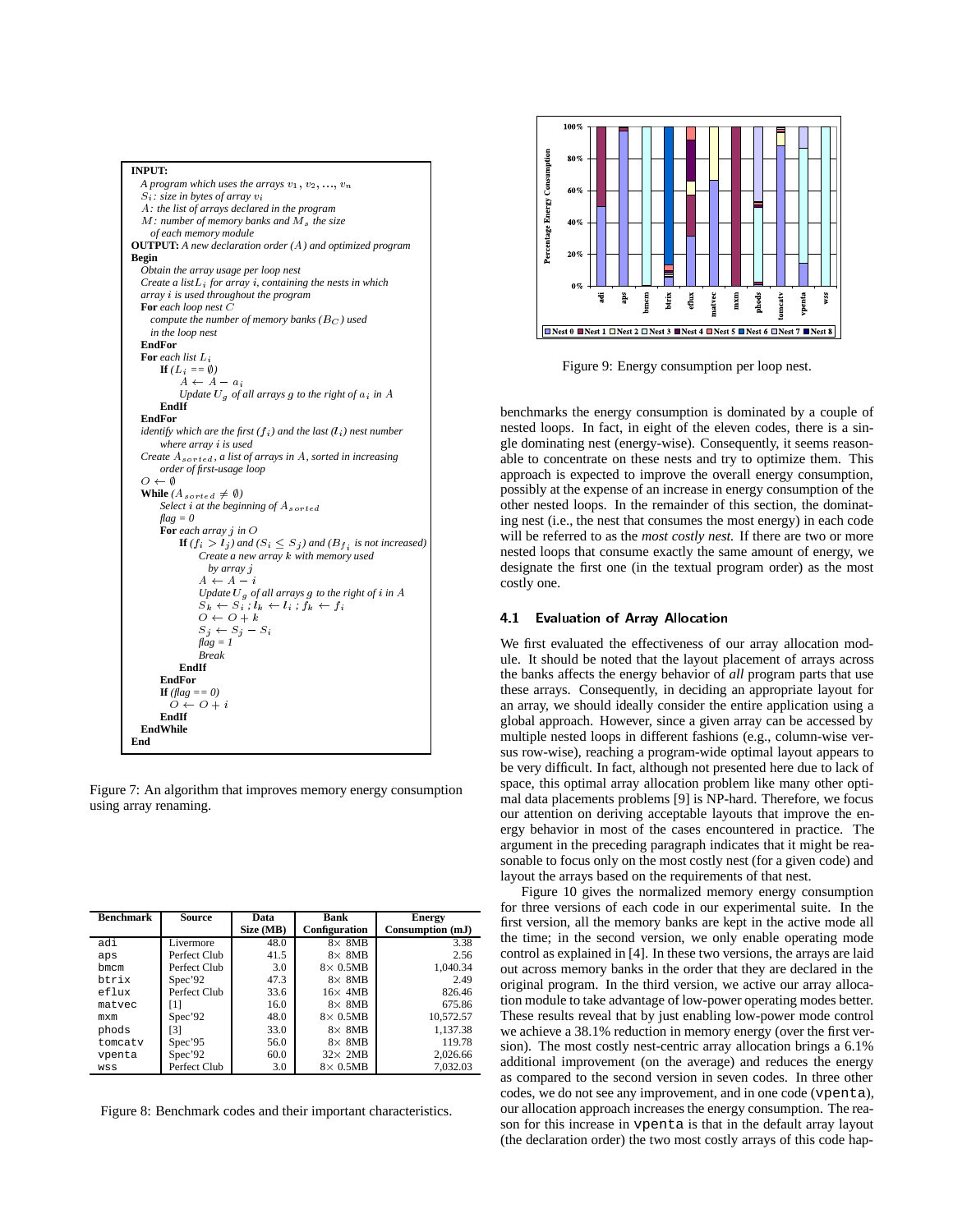**INPUT:**
*A program which uses the arrays $v_1, v_2, ..., v_n$*
*$S_i$: size in bytes of array $v_i$*
*$A$: the list of arrays declared in the program*
*$M$: number of memory banks and $M_s$ the size of each memory module*
**OUTPUT:** *A new declaration order ($A$) and optimized program*
**Begin**
*Obtain the array usage per loop nest*
*Create a list $L_i$ for array $i$, containing the nests in which array $i$ is used throughout the program*
**For** *each loop nest $C$*
*compute the number of memory banks ($B_C$) used in the loop nest*
**EndFor**
**For** *each list $L_i$*
**If** *($L_i == \emptyset$)*
$A \leftarrow A - a_i$
*Update $U_g$ of all arrays $g$ to the right of $a_i$ in $A$*
**EndIf**
**EndFor**
*identify which are the first ($f_i$) and the last ($l_i$) nest number where array $i$ is used*
*Create $A_{sorted}$, a list of arrays in $A$, sorted in increasing order of first-usage loop*
$O \leftarrow \emptyset$
**While** *($A_{sorted} \neq \emptyset$)*
*Select $i$ at the beginning of $A_{sorted}$*
*flag = 0*
**For** *each array $j$ in $O$*
**If** *($f_i > l_j$) and ($S_i \leq S_j$) and ($B_{f_i}$ is not increased)*
*Create a new array $k$ with memory used by array $j$*
$A \leftarrow A - i$
*Update $U_g$ of all arrays $g$ to the right of $i$ in $A$*
$S_k \leftarrow S_i$ ; $l_k \leftarrow l_i$ ; $f_k \leftarrow f_i$
$O \leftarrow O + k$
$S_j \leftarrow S_j - S_i$
*flag = 1*
*Break*
**EndIf**
**EndFor**
**If** *(flag == 0)*
$O \leftarrow O + i$
**EndIf**
**EndWhile**
**End**

Figure 7: An algorithm that improves memory energy consumption using array renaming.

| Benchmark | Source | Data Size (MB) | Bank Configuration | Energy Consumption (mJ) |
|---|---|---|---|---|
| adi | Livermore | 48.0 | 8× 8MB | 3.38 |
| aps | Perfect Club | 41.5 | 8× 8MB | 2.56 |
| bmcm | Perfect Club | 3.0 | 8× 0.5MB | 1,040.34 |
| btrix | Spec'92 | 47.3 | 8× 8MB | 2.49 |
| eflux | Perfect Club | 33.6 | 16× 4MB | 826.46 |
| matvec | [1] | 16.0 | 8× 8MB | 675.86 |
| mxm | Spec'92 | 48.0 | 8× 0.5MB | 10,572.57 |
| phods | [3] | 33.0 | 8× 8MB | 1,137.38 |
| tomcatv | Spec'95 | 56.0 | 8× 8MB | 119.78 |
| vpenta | Spec'92 | 60.0 | 32× 2MB | 2,026.66 |
| wss | Perfect Club | 3.0 | 8× 0.5MB | 7,032.03 |

Figure 8: Benchmark codes and their important characteristics.

Percentage Energy Consumption
100%
80%
60%
40%
20%
0%
adi aps bmcm btrix eflux matvec mxm phods tomcatv vpenta wss
Nest 0 Nest 1 Nest 2 Nest 3 Nest 4 Nest 5 Nest 6 Nest 7 Nest 8

Figure 9: Energy consumption per loop nest.

benchmarks the energy consumption is dominated by a couple of nested loops. In fact, in eight of the eleven codes, there is a single dominating nest (energy-wise). Consequently, it seems reasonable to concentrate on these nests and try to optimize them. This approach is expected to improve the overall energy consumption, possibly at the expense of an increase in energy consumption of the other nested loops. In the remainder of this section, the dominating nest (i.e., the nest that consumes the most energy) in each code will be referred to as the *most costly nest.* If there are two or more nested loops that consume exactly the same amount of energy, we designate the first one (in the textual program order) as the most costly one.

### 4.1 Evaluation of Array Allocation

We first evaluated the effectiveness of our array allocation module. It should be noted that the layout placement of arrays across the banks affects the energy behavior of *all* program parts that use these arrays. Consequently, in deciding an appropriate layout for an array, we should ideally consider the entire application using a global approach. However, since a given array can be accessed by multiple nested loops in different fashions (e.g., column-wise versus row-wise), reaching a program-wide optimal layout appears to be very difficult. In fact, although not presented here due to lack of space, this optimal array allocation problem like many other optimal data placements problems [9] is NP-hard. Therefore, we focus our attention on deriving acceptable layouts that improve the energy behavior in most of the cases encountered in practice. The argument in the preceding paragraph indicates that it might be reasonable to focus only on the most costly nest (for a given code) and layout the arrays based on the requirements of that nest.

Figure 10 gives the normalized memory energy consumption for three versions of each code in our experimental suite. In the first version, all the memory banks are kept in the active mode all the time; in the second version, we only enable operating mode control as explained in [4]. In these two versions, the arrays are laid out across memory banks in the order that they are declared in the original program. In the third version, we active our array allocation module to take advantage of low-power operating modes better. These results reveal that by just enabling low-power mode control we achieve a 38.1% reduction in memory energy (over the first version). The most costly nest-centric array allocation brings a 6.1% additional improvement (on the average) and reduces the energy as compared to the second version in seven codes. In three other codes, we do not see any improvement, and in one code (vpenta), our allocation approach increases the energy consumption. The reason for this increase in vpenta is that in the default array layout (the declaration order) the two most costly arrays of this code hap-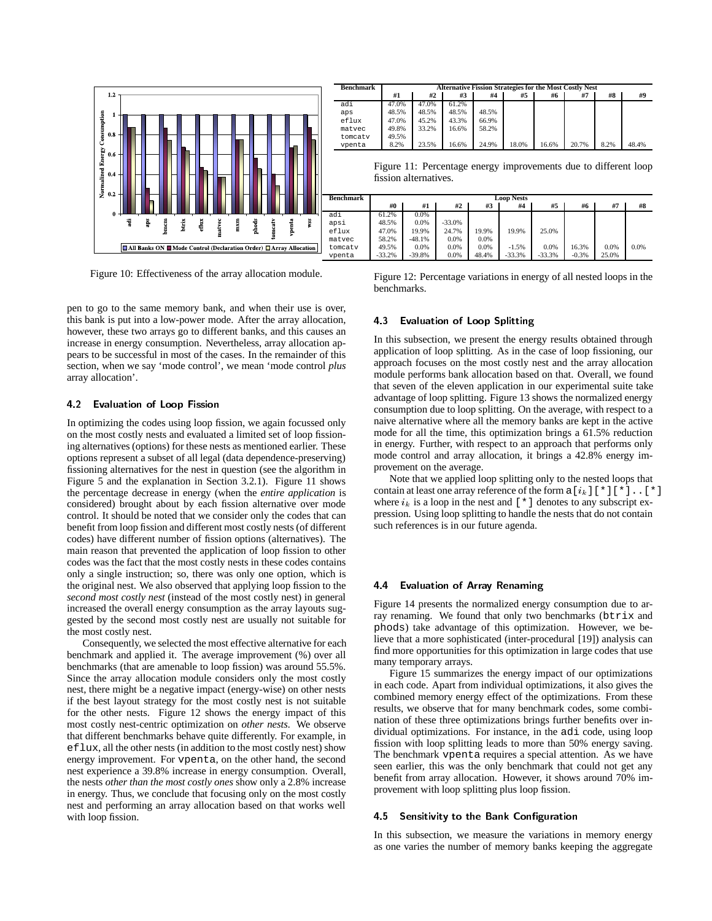Normalized Energy Consumption

1.2
1
0.8
0.6
0.4
0.2
0

adi
aps
bmcm
btrix
eflux
matvec
mxm
phods
tomcatv
vpenta
wss

All Banks ON
Mode Control (Declaration Order)
Array Allocation

Figure 10: Effectiveness of the array allocation module.

| Benchmark | Alternative Fission Strategies for the Most Costly Nest | | | | | | | | |
|---|---|---|---|---|---|---|---|---|---|
| | #1 | #2 | #3 | #4 | #5 | #6 | #7 | #8 | #9 |
| adi | 47.0% | 47.0% | 61.2% | | | | | | |
| aps | 48.5% | 48.5% | 48.5% | 48.5% | | | | | |
| eflux | 47.0% | 45.2% | 43.3% | 66.9% | | | | | |
| matvec | 49.8% | 33.2% | 16.6% | 58.2% | | | | | |
| tomcatv | 49.5% | | | | | | | | |
| vpenta | 8.2% | 23.5% | 16.6% | 24.9% | 18.0% | 16.6% | 20.7% | 8.2% | 48.4% |

Figure 11: Percentage energy improvements due to different loop fission alternatives.

| Benchmark | Loop Nests | | | | | | | | |
|---|---|---|---|---|---|---|---|---|---|
| | #0 | #1 | #2 | #3 | #4 | #5 | #6 | #7 | #8 |
| adi | 61.2% | 0.0% | | | | | | | |
| apsi | 48.5% | 0.0% | -33.0% | | | | | | |
| eflux | 47.0% | 19.9% | 24.7% | 19.9% | 19.9% | 25.0% | | | |
| matvec | 58.2% | -48.1% | 0.0% | 0.0% | | | | | |
| tomcatv | 49.5% | 0.0% | 0.0% | 0.0% | -1.5% | 0.0% | 16.3% | 0.0% | 0.0% |
| vpenta | -33.2% | -39.8% | 0.0% | 48.4% | -33.3% | -33.3% | -0.3% | 25.0% | |

Figure 12: Percentage variations in energy of all nested loops in the benchmarks.

pen to go to the same memory bank, and when their use is over, this bank is put into a low-power mode. After the array allocation, however, these two arrays go to different banks, and this causes an increase in energy consumption. Nevertheless, array allocation appears to be successful in most of the cases. In the remainder of this section, when we say 'mode control', we mean 'mode control *plus* array allocation'.

### 4.2 Evaluation of Loop Fission

In optimizing the codes using loop fission, we again focussed only on the most costly nests and evaluated a limited set of loop fissioning alternatives (options) for these nests as mentioned earlier. These options represent a subset of all legal (data dependence-preserving) fissioning alternatives for the nest in question (see the algorithm in Figure 5 and the explanation in Section 3.2.1). Figure 11 shows the percentage decrease in energy (when the *entire application* is considered) brought about by each fission alternative over mode control. It should be noted that we consider only the codes that can benefit from loop fission and different most costly nests (of different codes) have different number of fission options (alternatives). The main reason that prevented the application of loop fission to other codes was the fact that the most costly nests in these codes contains only a single instruction; so, there was only one option, which is the original nest. We also observed that applying loop fission to the *second most costly nest* (instead of the most costly nest) in general increased the overall energy consumption as the array layouts suggested by the second most costly nest are usually not suitable for the most costly nest.

Consequently, we selected the most effective alternative for each benchmark and applied it. The average improvement (%) over all benchmarks (that are amenable to loop fission) was around 55.5%. Since the array allocation module considers only the most costly nest, there might be a negative impact (energy-wise) on other nests if the best layout strategy for the most costly nest is not suitable for the other nests. Figure 12 shows the energy impact of this most costly nest-centric optimization on *other nests*. We observe that different benchmarks behave quite differently. For example, in eflux, all the other nests (in addition to the most costly nest) show energy improvement. For vpenta, on the other hand, the second nest experience a 39.8% increase in energy consumption. Overall, the nests *other than the most costly ones* show only a 2.8% increase in energy. Thus, we conclude that focusing only on the most costly nest and performing an array allocation based on that works well with loop fission.

### 4.3 Evaluation of Loop Splitting

In this subsection, we present the energy results obtained through application of loop splitting. As in the case of loop fissioning, our approach focuses on the most costly nest and the array allocation module performs bank allocation based on that. Overall, we found that seven of the eleven application in our experimental suite take advantage of loop splitting. Figure 13 shows the normalized energy consumption due to loop splitting. On the average, with respect to a naive alternative where all the memory banks are kept in the active mode for all the time, this optimization brings a 61.5% reduction in energy. Further, with respect to an approach that performs only mode control and array allocation, it brings a 42.8% energy improvement on the average.

Note that we applied loop splitting only to the nested loops that contain at least one array reference of the form a[$i_k$][*][*]..[*] where $i_k$ is a loop in the nest and [*] denotes to any subscript expression. Using loop splitting to handle the nests that do not contain such references is in our future agenda.

### 4.4 Evaluation of Array Renaming

Figure 14 presents the normalized energy consumption due to array renaming. We found that only two benchmarks (btrix and phods) take advantage of this optimization. However, we believe that a more sophisticated (inter-procedural [19]) analysis can find more opportunities for this optimization in large codes that use many temporary arrays.

Figure 15 summarizes the energy impact of our optimizations in each code. Apart from individual optimizations, it also gives the combined memory energy effect of the optimizations. From these results, we observe that for many benchmark codes, some combination of these three optimizations brings further benefits over individual optimizations. For instance, in the adi code, using loop fission with loop splitting leads to more than 50% energy saving. The benchmark vpenta requires a special attention. As we have seen earlier, this was the only benchmark that could not get any benefit from array allocation. However, it shows around 70% improvement with loop splitting plus loop fission.

### 4.5 Sensitivity to the Bank Configuration

In this subsection, we measure the variations in memory energy as one varies the number of memory banks keeping the aggregate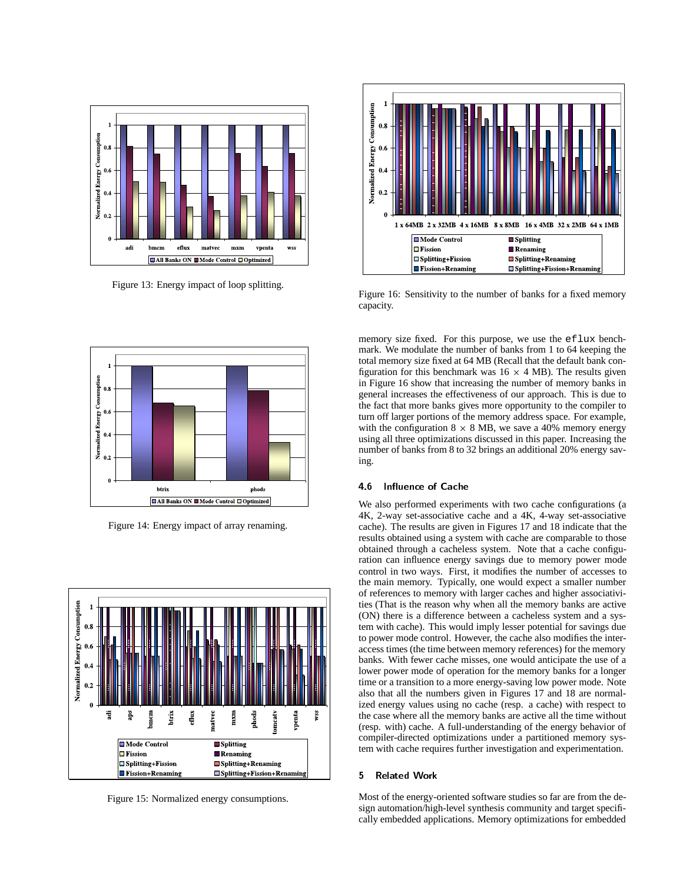Figure 13: Energy impact of loop splitting.

Figure 14: Energy impact of array renaming.

Figure 15: Normalized energy consumptions.

Figure 16: Sensitivity to the number of banks for a fixed memory capacity.

memory size fixed. For this purpose, we use the `eflux` benchmark. We modulate the number of banks from 1 to 64 keeping the total memory size fixed at 64 MB (Recall that the default bank configuration for this benchmark was 16 $\times$ 4 MB). The results given in Figure 16 show that increasing the number of memory banks in general increases the effectiveness of our approach. This is due to the fact that more banks gives more opportunity to the compiler to turn off larger portions of the memory address space. For example, with the configuration 8 $\times$ 8 MB, we save a 40% memory energy using all three optimizations discussed in this paper. Increasing the number of banks from 8 to 32 brings an additional 20% energy saving.

### 4.6 Influence of Cache

We also performed experiments with two cache configurations (a 4K, 2-way set-associative cache and a 4K, 4-way set-associative cache). The results are given in Figures 17 and 18 indicate that the results obtained using a system with cache are comparable to those obtained through a cacheless system. Note that a cache configuration can influence energy savings due to memory power mode control in two ways. First, it modifies the number of accesses to the main memory. Typically, one would expect a smaller number of references to memory with larger caches and higher associativities (That is the reason why when all the memory banks are active (ON) there is a difference between a cacheless system and a system with cache). This would imply lesser potential for savings due to power mode control. However, the cache also modifies the inter-access times (the time between memory references) for the memory banks. With fewer cache misses, one would anticipate the use of a lower power mode of operation for the memory banks for a longer time or a transition to a more energy-saving low power mode. Note also that all the numbers given in Figures 17 and 18 are normalized energy values using no cache (resp. a cache) with respect to the case where all the memory banks are active all the time without (resp. with) cache. A full-understanding of the energy behavior of compiler-directed optimizations under a partitioned memory system with cache requires further investigation and experimentation.

## 5 Related Work

Most of the energy-oriented software studies so far are from the design automation/high-level synthesis community and target specifically embedded applications. Memory optimizations for embedded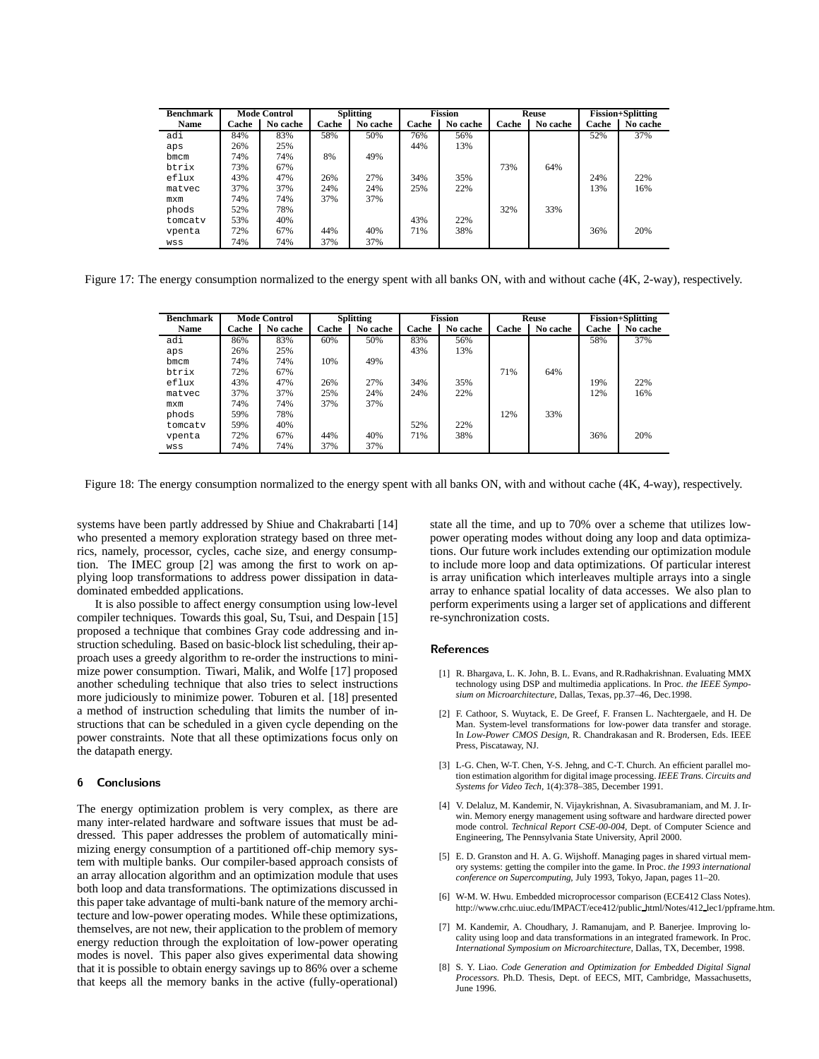| Benchmark | Mode Control | | Splitting | | Fission | | Reuse | | Fission+Splitting | |
|---|---|---|---|---|---|---|---|---|---|---|
| Name | Cache | No cache | Cache | No cache | Cache | No cache | Cache | No cache | Cache | No cache |
| adi | 84% | 83% | 58% | 50% | 76% | 56% | | | 52% | 37% |
| aps | 26% | 25% | | | 44% | 13% | | | | |
| bmcm | 74% | 74% | 8% | 49% | | | | | | |
| btrix | 73% | 67% | | | | | 73% | 64% | | |
| eflux | 43% | 47% | 26% | 27% | 34% | 35% | | | 24% | 22% |
| matvec | 37% | 37% | 24% | 24% | 25% | 22% | | | 13% | 16% |
| mxm | 74% | 74% | 37% | 37% | | | | | | |
| phods | 52% | 78% | | | | | 32% | 33% | | |
| tomcatv | 53% | 40% | | | 43% | 22% | | | | |
| vpenta | 72% | 67% | 44% | 40% | 71% | 38% | | | 36% | 20% |
| wss | 74% | 74% | 37% | 37% | | | | | | |

Figure 17: The energy consumption normalized to the energy spent with all banks ON, with and without cache (4K, 2-way), respectively.

| Benchmark | Mode Control | | Splitting | | Fission | | Reuse | | Fission+Splitting | |
|---|---|---|---|---|---|---|---|---|---|---|
| Name | Cache | No cache | Cache | No cache | Cache | No cache | Cache | No cache | Cache | No cache |
| adi | 86% | 83% | 60% | 50% | 83% | 56% | | | 58% | 37% |
| aps | 26% | 25% | | | 43% | 13% | | | | |
| bmcm | 74% | 74% | 10% | 49% | | | | | | |
| btrix | 72% | 67% | | | | | 71% | 64% | | |
| eflux | 43% | 47% | 26% | 27% | 34% | 35% | | | 19% | 22% |
| matvec | 37% | 37% | 25% | 24% | 24% | 22% | | | 12% | 16% |
| mxm | 74% | 74% | 37% | 37% | | | | | | |
| phods | 59% | 78% | | | | | 12% | 33% | | |
| tomcatv | 59% | 40% | | | 52% | 22% | | | | |
| vpenta | 72% | 67% | 44% | 40% | 71% | 38% | | | 36% | 20% |
| wss | 74% | 74% | 37% | 37% | | | | | | |

Figure 18: The energy consumption normalized to the energy spent with all banks ON, with and without cache (4K, 4-way), respectively.

systems have been partly addressed by Shiue and Chakrabarti [14] who presented a memory exploration strategy based on three metrics, namely, processor, cycles, cache size, and energy consumption. The IMEC group [2] was among the first to work on applying loop transformations to address power dissipation in data-dominated embedded applications.

It is also possible to affect energy consumption using low-level compiler techniques. Towards this goal, Su, Tsui, and Despain [15] proposed a technique that combines Gray code addressing and instruction scheduling. Based on basic-block list scheduling, their approach uses a greedy algorithm to re-order the instructions to minimize power consumption. Tiwari, Malik, and Wolfe [17] proposed another scheduling technique that also tries to select instructions more judiciously to minimize power. Toburen et al. [18] presented a method of instruction scheduling that limits the number of instructions that can be scheduled in a given cycle depending on the power constraints. Note that all these optimizations focus only on the datapath energy.

## 6 Conclusions

The energy optimization problem is very complex, as there are many inter-related hardware and software issues that must be addressed. This paper addresses the problem of automatically minimizing energy consumption of a partitioned off-chip memory system with multiple banks. Our compiler-based approach consists of an array allocation algorithm and an optimization module that uses both loop and data transformations. The optimizations discussed in this paper take advantage of multi-bank nature of the memory architecture and low-power operating modes. While these optimizations, themselves, are not new, their application to the problem of memory energy reduction through the exploitation of low-power operating modes is novel. This paper also gives experimental data showing that it is possible to obtain energy savings up to 86% over a scheme that keeps all the memory banks in the active (fully-operational) state all the time, and up to 70% over a scheme that utilizes low-power operating modes without doing any loop and data optimizations. Our future work includes extending our optimization module to include more loop and data optimizations. Of particular interest is array unification which interleaves multiple arrays into a single array to enhance spatial locality of data accesses. We also plan to perform experiments using a larger set of applications and different re-synchronization costs.

## References

[1] R. Bhargava, L. K. John, B. L. Evans, and R.Radhakrishnan. Evaluating MMX technology using DSP and multimedia applications. In Proc. *the IEEE Symposium on Microarchitecture*, Dallas, Texas, pp.37–46, Dec.1998.

[2] F. Cathoor, S. Wuytack, E. De Greef, F. Fransen L. Nachtergaele, and H. De Man. System-level transformations for low-power data transfer and storage. In *Low-Power CMOS Design*, R. Chandrakasan and R. Brodersen, Eds. IEEE Press, Piscataway, NJ.

[3] L-G. Chen, W-T. Chen, Y-S. Jehng, and C-T. Church. An efficient parallel motion estimation algorithm for digital image processing. *IEEE Trans. Circuits and Systems for Video Tech*, 1(4):378–385, December 1991.

[4] V. Delaluz, M. Kandemir, N. Vijaykrishnan, A. Sivasubramaniam, and M. J. Irwin. Memory energy management using software and hardware directed power mode control. *Technical Report CSE-00-004*, Dept. of Computer Science and Engineering, The Pennsylvania State University, April 2000.

[5] E. D. Granston and H. A. G. Wijshoff. Managing pages in shared virtual memory systems: getting the compiler into the game. In Proc. *the 1993 international conference on Supercomputing*, July 1993, Tokyo, Japan, pages 11–20.

[6] W-M. W. Hwu. Embedded microprocessor comparison (ECE412 Class Notes). http://www.crhc.uiuc.edu/IMPACT/ece412/public_html/Notes/412_lec1/ppframe.htm.

[7] M. Kandemir, A. Choudhary, J. Ramanujam, and P. Banerjee. Improving locality using loop and data transformations in an integrated framework. In Proc. *International Symposium on Microarchitecture*, Dallas, TX, December, 1998.

[8] S. Y. Liao. *Code Generation and Optimization for Embedded Digital Signal Processors*. Ph.D. Thesis, Dept. of EECS, MIT, Cambridge, Massachusetts, June 1996.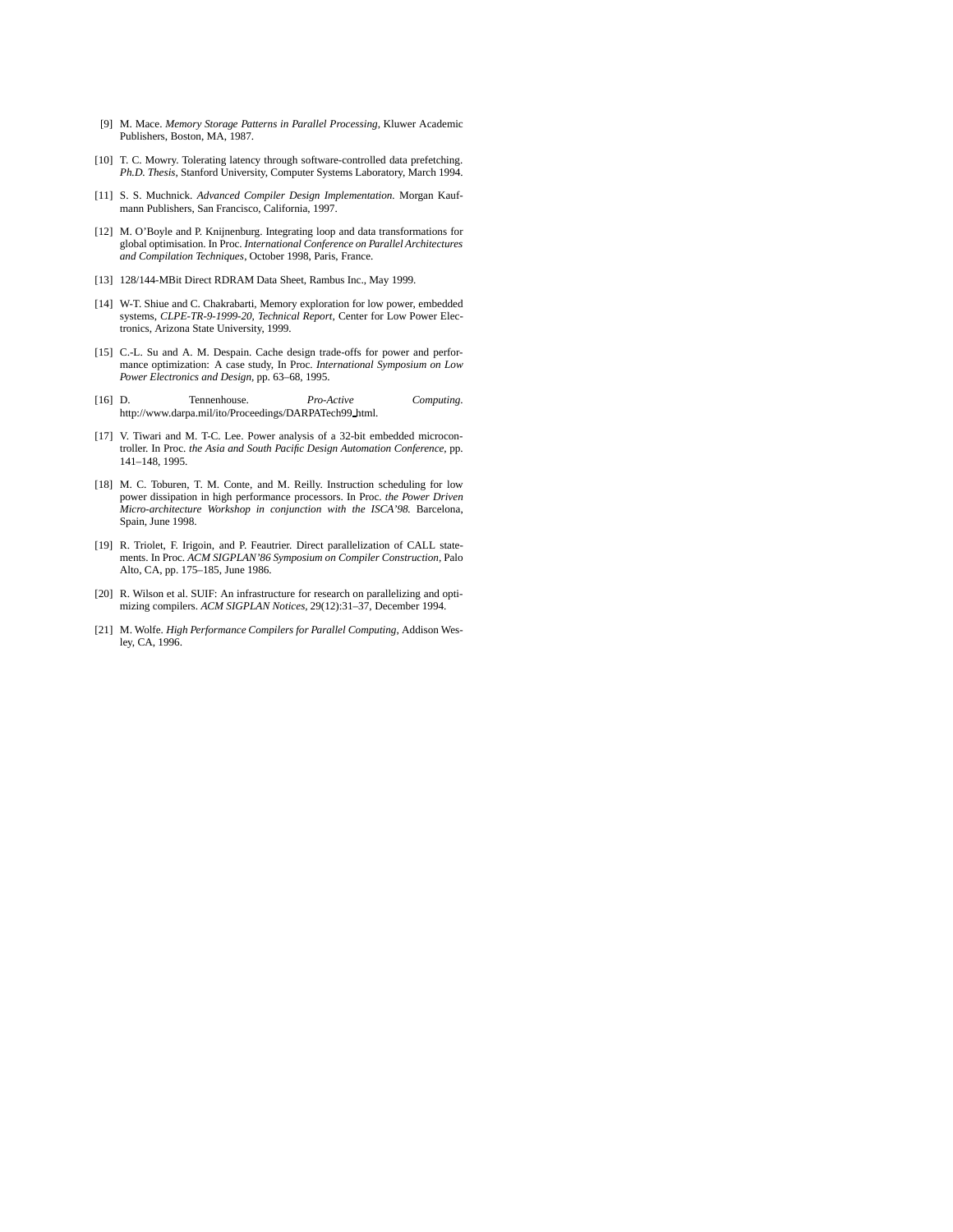[9] M. Mace. *Memory Storage Patterns in Parallel Processing*, Kluwer Academic Publishers, Boston, MA, 1987.

[10] T. C. Mowry. Tolerating latency through software-controlled data prefetching. *Ph.D. Thesis*, Stanford University, Computer Systems Laboratory, March 1994.

[11] S. S. Muchnick. *Advanced Compiler Design Implementation.* Morgan Kaufmann Publishers, San Francisco, California, 1997.

[12] M. O'Boyle and P. Knijnenburg. Integrating loop and data transformations for global optimisation. In Proc. *International Conference on Parallel Architectures and Compilation Techniques*, October 1998, Paris, France.

[13] 128/144-MBit Direct RDRAM Data Sheet, Rambus Inc., May 1999.

[14] W-T. Shiue and C. Chakrabarti, Memory exploration for low power, embedded systems, *CLPE-TR-9-1999-20, Technical Report*, Center for Low Power Electronics, Arizona State University, 1999.

[15] C.-L. Su and A. M. Despain. Cache design trade-offs for power and performance optimization: A case study, In Proc. *International Symposium on Low Power Electronics and Design*, pp. 63–68, 1995.

[16] D. Tennenhouse. *Pro-Active Computing*. http://www.darpa.mil/ito/Proceedings/DARPATech99_html.

[17] V. Tiwari and M. T-C. Lee. Power analysis of a 32-bit embedded microcontroller. In Proc. *the Asia and South Pacific Design Automation Conference*, pp. 141–148, 1995.

[18] M. C. Toburen, T. M. Conte, and M. Reilly. Instruction scheduling for low power dissipation in high performance processors. In Proc. *the Power Driven Micro-architecture Workshop in conjunction with the ISCA'98.* Barcelona, Spain, June 1998.

[19] R. Triolet, F. Irigoin, and P. Feautrier. Direct parallelization of CALL statements. In Proc. *ACM SIGPLAN'86 Symposium on Compiler Construction*, Palo Alto, CA, pp. 175–185, June 1986.

[20] R. Wilson et al. SUIF: An infrastructure for research on parallelizing and optimizing compilers. *ACM SIGPLAN Notices*, 29(12):31–37, December 1994.

[21] M. Wolfe. *High Performance Compilers for Parallel Computing*, Addison Wesley, CA, 1996.